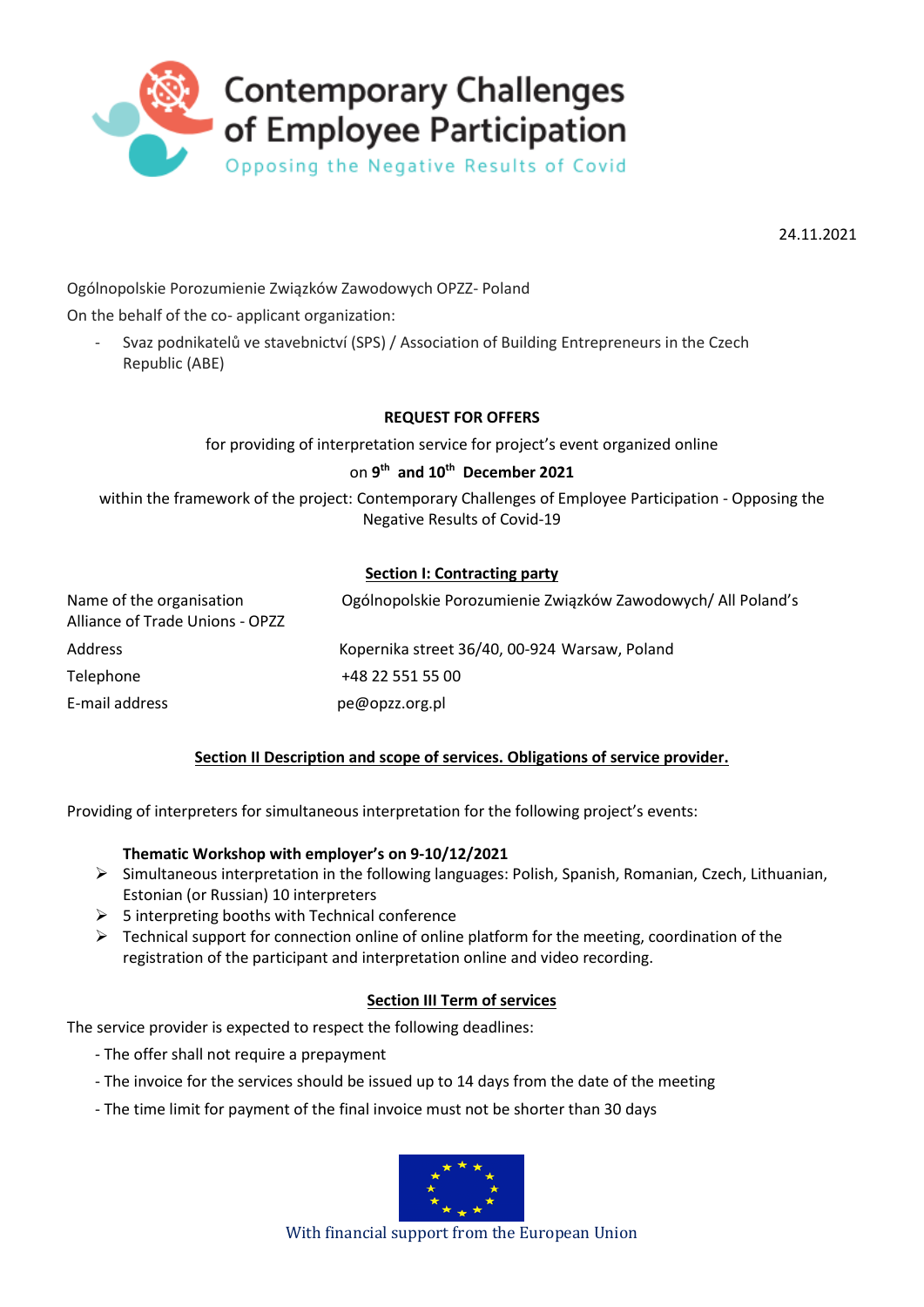Contemporary Challenges of Employee Participation

Opposing the Negative Results of Covid

24.11.2021

Ogólnopolskie Porozumienie Związków Zawodowych OPZZ- Poland

On the behalf of the co- applicant organization:

- Svaz podnikatelů ve stavebnictví (SPS) / Association of Building Entrepreneurs in the Czech Republic (ABE)

**REQUEST FOR OFFERS**

for providing of interpretation service for project's event organized online

**on 9th and 10th December 2021**

within the framework of the project: Contemporary Challenges of Employee Participation - Opposing the Negative Results of Covid-19

## Section I: Contracting party

| | |
|---|---|
| Name of the organisation | Ogólnopolskie Porozumienie Związków Zawodowych/ All Poland's Alliance of Trade Unions - OPZZ |
| Address | Kopernika street 36/40, 00-924 Warsaw, Poland |
| Telephone | +48 22 551 55 00 |
| E-mail address | pe@opzz.org.pl |

## Section II Description and scope of services. Obligations of service provider.

Providing of interpreters for simultaneous interpretation for the following project's events:

**Thematic Workshop with employer's on 9-10/12/2021**

- Simultaneous interpretation in the following languages: Polish, Spanish, Romanian, Czech, Lithuanian, Estonian (or Russian) 10 interpreters
- 5 interpreting booths with Technical conference
- Technical support for connection online of online platform for the meeting, coordination of the registration of the participant and interpretation online and video recording.

## Section III Term of services

The service provider is expected to respect the following deadlines:

- The offer shall not require a prepayment
- The invoice for the services should be issued up to 14 days from the date of the meeting
- The time limit for payment of the final invoice must not be shorter than 30 days

With financial support from the European Union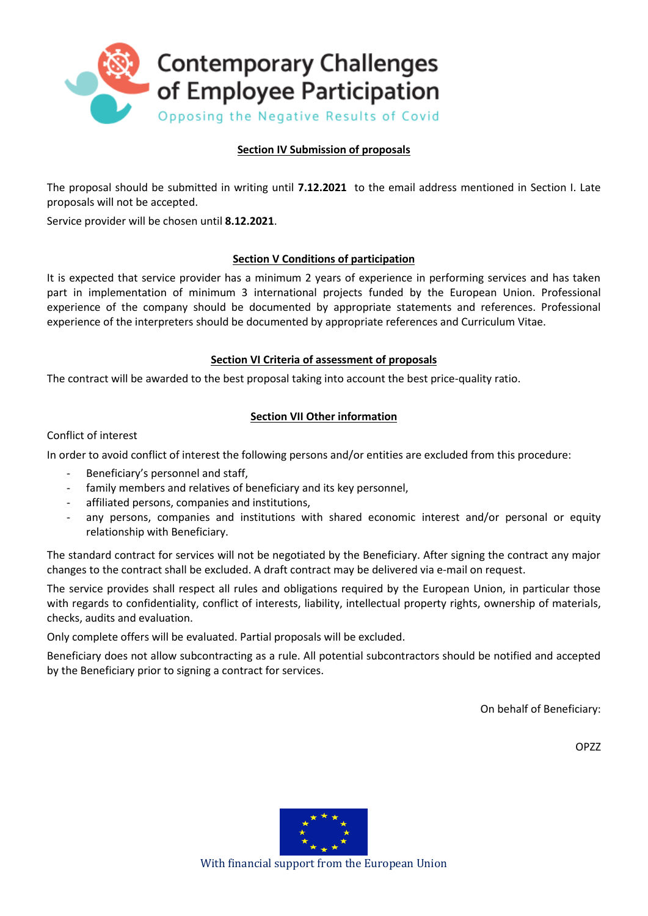## Section IV Submission of proposals

The proposal should be submitted in writing until **7.12.2021** to the email address mentioned in Section I. Late proposals will not be accepted.

Service provider will be chosen until **8.12.2021**.

## Section V Conditions of participation

It is expected that service provider has a minimum 2 years of experience in performing services and has taken part in implementation of minimum 3 international projects funded by the European Union. Professional experience of the company should be documented by appropriate statements and references. Professional experience of the interpreters should be documented by appropriate references and Curriculum Vitae.

## Section VI Criteria of assessment of proposals

The contract will be awarded to the best proposal taking into account the best price-quality ratio.

## Section VII Other information

Conflict of interest

In order to avoid conflict of interest the following persons and/or entities are excluded from this procedure:

- Beneficiary's personnel and staff,
- family members and relatives of beneficiary and its key personnel,
- affiliated persons, companies and institutions,
- any persons, companies and institutions with shared economic interest and/or personal or equity relationship with Beneficiary.

The standard contract for services will not be negotiated by the Beneficiary. After signing the contract any major changes to the contract shall be excluded. A draft contract may be delivered via e-mail on request.

The service provides shall respect all rules and obligations required by the European Union, in particular those with regards to confidentiality, conflict of interests, liability, intellectual property rights, ownership of materials, checks, audits and evaluation.

Only complete offers will be evaluated. Partial proposals will be excluded.

Beneficiary does not allow subcontracting as a rule. All potential subcontractors should be notified and accepted by the Beneficiary prior to signing a contract for services.

On behalf of Beneficiary:

OPZZ

With financial support from the European Union